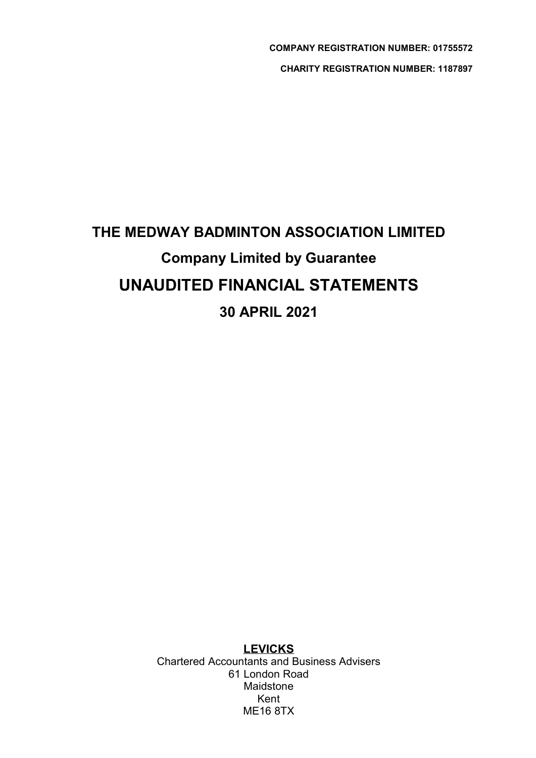**COMPANY REGISTRATION NUMBER: 01755572**

**CHARITY REGISTRATION NUMBER: 1187897**

# THE MEDWAY BADMINTON ASSOCIATION LIMITED

## Company Limited by Guarantee

# UNAUDITED FINANCIAL STATEMENTS

## 30 APRIL 2021

**LEVICKS**
Chartered Accountants and Business Advisers
61 London Road
Maidstone
Kent
ME16 8TX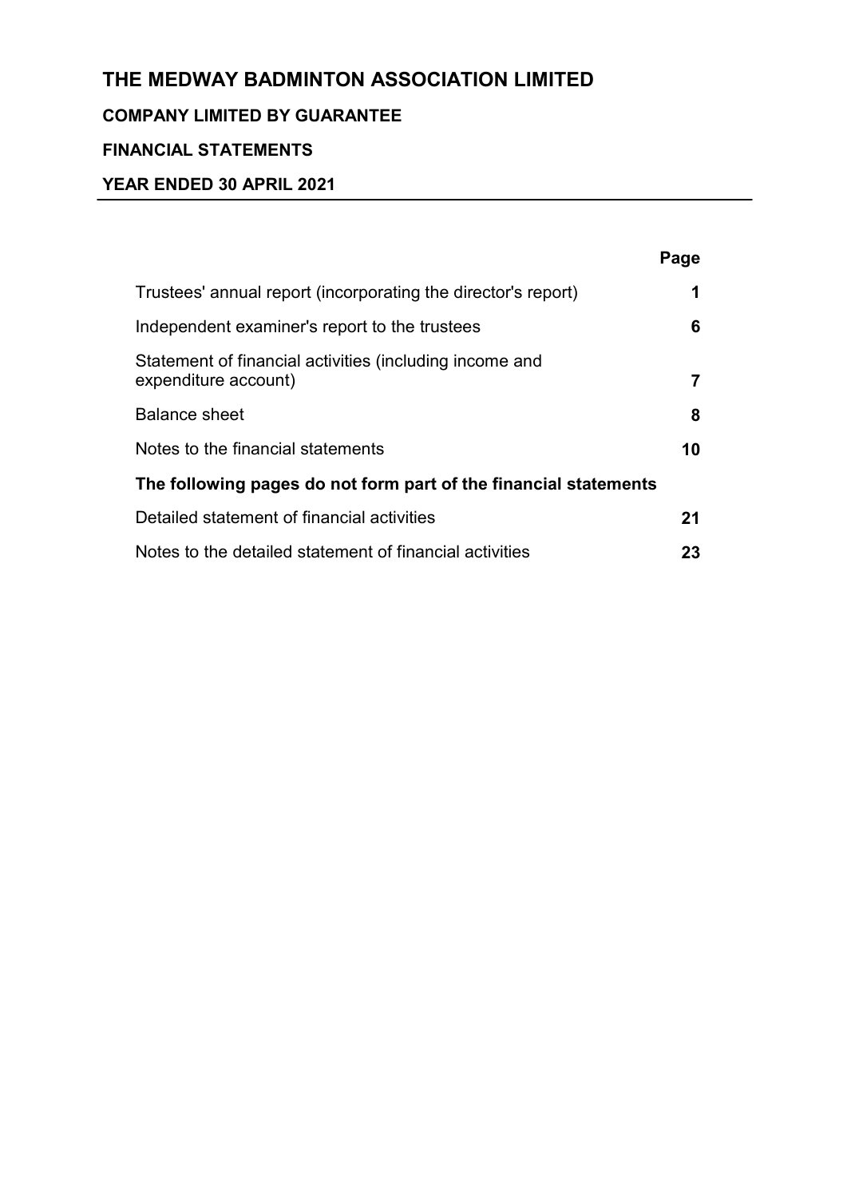# THE MEDWAY BADMINTON ASSOCIATION LIMITED

**COMPANY LIMITED BY GUARANTEE**

**FINANCIAL STATEMENTS**

**YEAR ENDED 30 APRIL 2021**

| | Page |
|---|---|
| Trustees' annual report (incorporating the director's report) | **1** |
| Independent examiner's report to the trustees | **6** |
| Statement of financial activities (including income and expenditure account) | **7** |
| Balance sheet | **8** |
| Notes to the financial statements | **10** |
| **The following pages do not form part of the financial statements** | |
| Detailed statement of financial activities | **21** |
| Notes to the detailed statement of financial activities | **23** |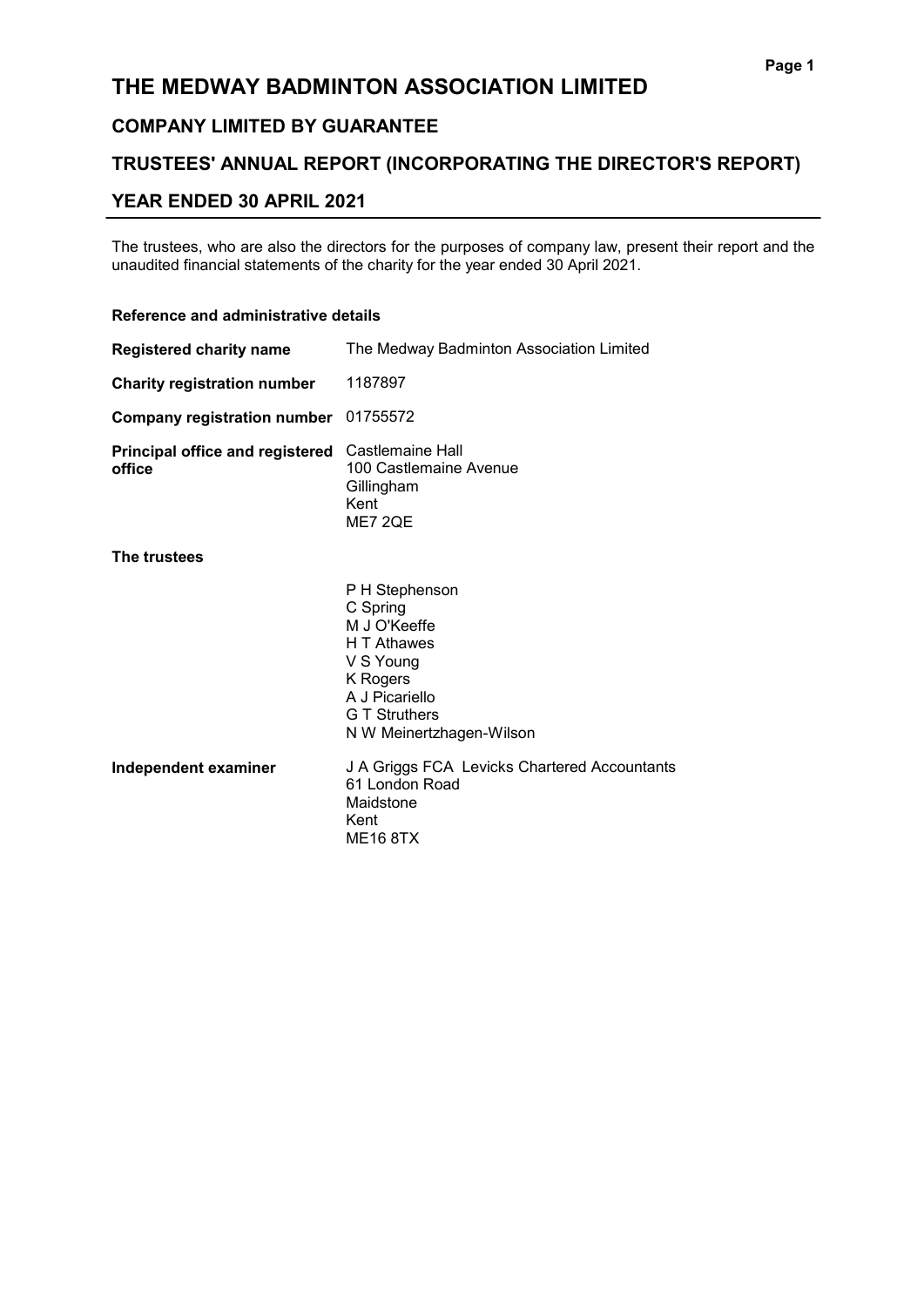# THE MEDWAY BADMINTON ASSOCIATION LIMITED

## COMPANY LIMITED BY GUARANTEE

## TRUSTEES' ANNUAL REPORT (INCORPORATING THE DIRECTOR'S REPORT)

## YEAR ENDED 30 APRIL 2021

The trustees, who are also the directors for the purposes of company law, present their report and the unaudited financial statements of the charity for the year ended 30 April 2021.

### Reference and administrative details

| | |
|---|---|
| **Registered charity name** | The Medway Badminton Association Limited |
| **Charity registration number** | 1187897 |
| **Company registration number** | 01755572 |
| **Principal office and registered office** | Castlemaine Hall<br>100 Castlemaine Avenue<br>Gillingham<br>Kent<br>ME7 2QE |

**The trustees**

P H Stephenson
C Spring
M J O'Keeffe
H T Athawes
V S Young
K Rogers
A J Picariello
G T Struthers
N W Meinertzhagen-Wilson

| | |
|---|---|
| **Independent examiner** | J A Griggs FCA Levicks Chartered Accountants<br>61 London Road<br>Maidstone<br>Kent<br>ME16 8TX |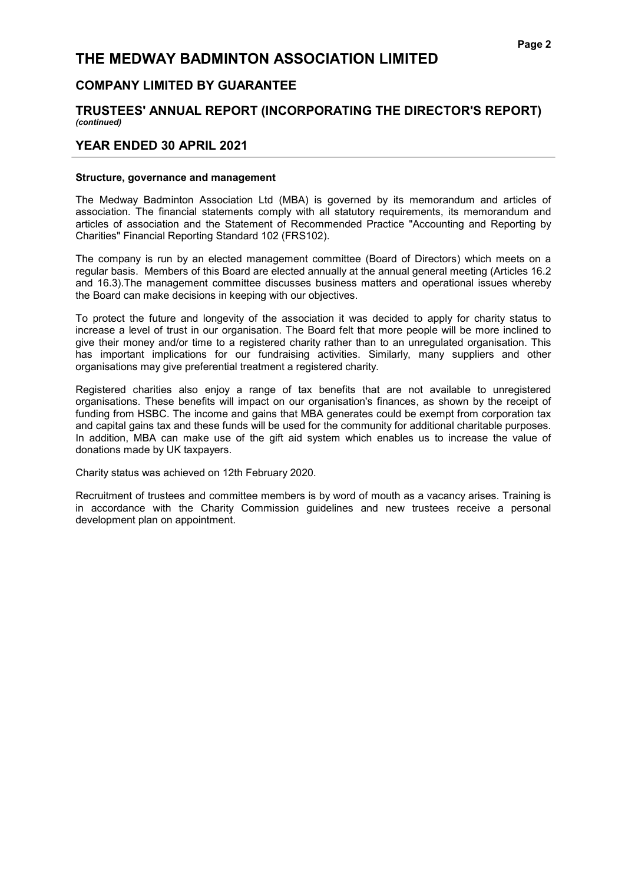# THE MEDWAY BADMINTON ASSOCIATION LIMITED

## COMPANY LIMITED BY GUARANTEE

## TRUSTEES' ANNUAL REPORT (INCORPORATING THE DIRECTOR'S REPORT)
*(continued)*

## YEAR ENDED 30 APRIL 2021

**Structure, governance and management**

The Medway Badminton Association Ltd (MBA) is governed by its memorandum and articles of association. The financial statements comply with all statutory requirements, its memorandum and articles of association and the Statement of Recommended Practice "Accounting and Reporting by Charities" Financial Reporting Standard 102 (FRS102).

The company is run by an elected management committee (Board of Directors) which meets on a regular basis. Members of this Board are elected annually at the annual general meeting (Articles 16.2 and 16.3).The management committee discusses business matters and operational issues whereby the Board can make decisions in keeping with our objectives.

To protect the future and longevity of the association it was decided to apply for charity status to increase a level of trust in our organisation. The Board felt that more people will be more inclined to give their money and/or time to a registered charity rather than to an unregulated organisation. This has important implications for our fundraising activities. Similarly, many suppliers and other organisations may give preferential treatment a registered charity.

Registered charities also enjoy a range of tax benefits that are not available to unregistered organisations. These benefits will impact on our organisation's finances, as shown by the receipt of funding from HSBC. The income and gains that MBA generates could be exempt from corporation tax and capital gains tax and these funds will be used for the community for additional charitable purposes. In addition, MBA can make use of the gift aid system which enables us to increase the value of donations made by UK taxpayers.

Charity status was achieved on 12th February 2020.

Recruitment of trustees and committee members is by word of mouth as a vacancy arises. Training is in accordance with the Charity Commission guidelines and new trustees receive a personal development plan on appointment.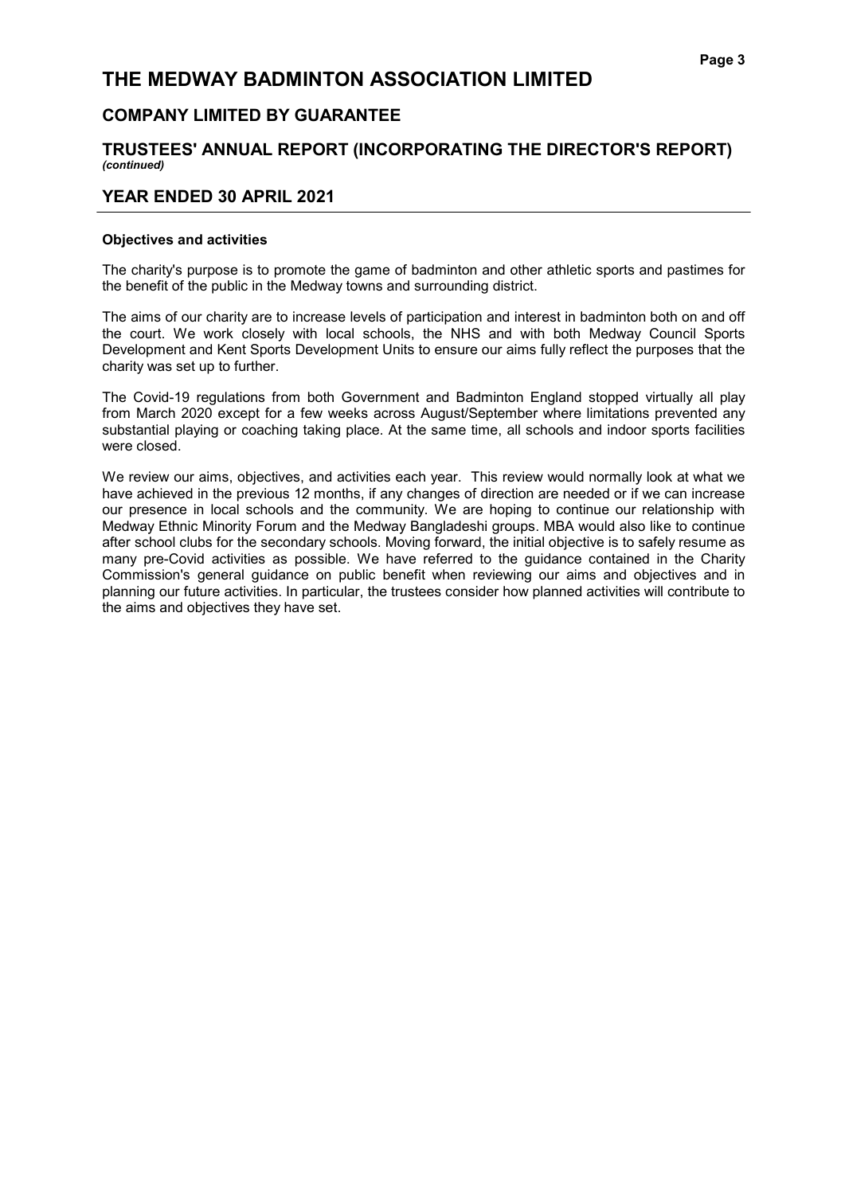# THE MEDWAY BADMINTON ASSOCIATION LIMITED

## COMPANY LIMITED BY GUARANTEE

## TRUSTEES' ANNUAL REPORT (INCORPORATING THE DIRECTOR'S REPORT)
*(continued)*

## YEAR ENDED 30 APRIL 2021

**Objectives and activities**

The charity's purpose is to promote the game of badminton and other athletic sports and pastimes for the benefit of the public in the Medway towns and surrounding district.

The aims of our charity are to increase levels of participation and interest in badminton both on and off the court. We work closely with local schools, the NHS and with both Medway Council Sports Development and Kent Sports Development Units to ensure our aims fully reflect the purposes that the charity was set up to further.

The Covid-19 regulations from both Government and Badminton England stopped virtually all play from March 2020 except for a few weeks across August/September where limitations prevented any substantial playing or coaching taking place. At the same time, all schools and indoor sports facilities were closed.

We review our aims, objectives, and activities each year. This review would normally look at what we have achieved in the previous 12 months, if any changes of direction are needed or if we can increase our presence in local schools and the community. We are hoping to continue our relationship with Medway Ethnic Minority Forum and the Medway Bangladeshi groups. MBA would also like to continue after school clubs for the secondary schools. Moving forward, the initial objective is to safely resume as many pre-Covid activities as possible. We have referred to the guidance contained in the Charity Commission's general guidance on public benefit when reviewing our aims and objectives and in planning our future activities. In particular, the trustees consider how planned activities will contribute to the aims and objectives they have set.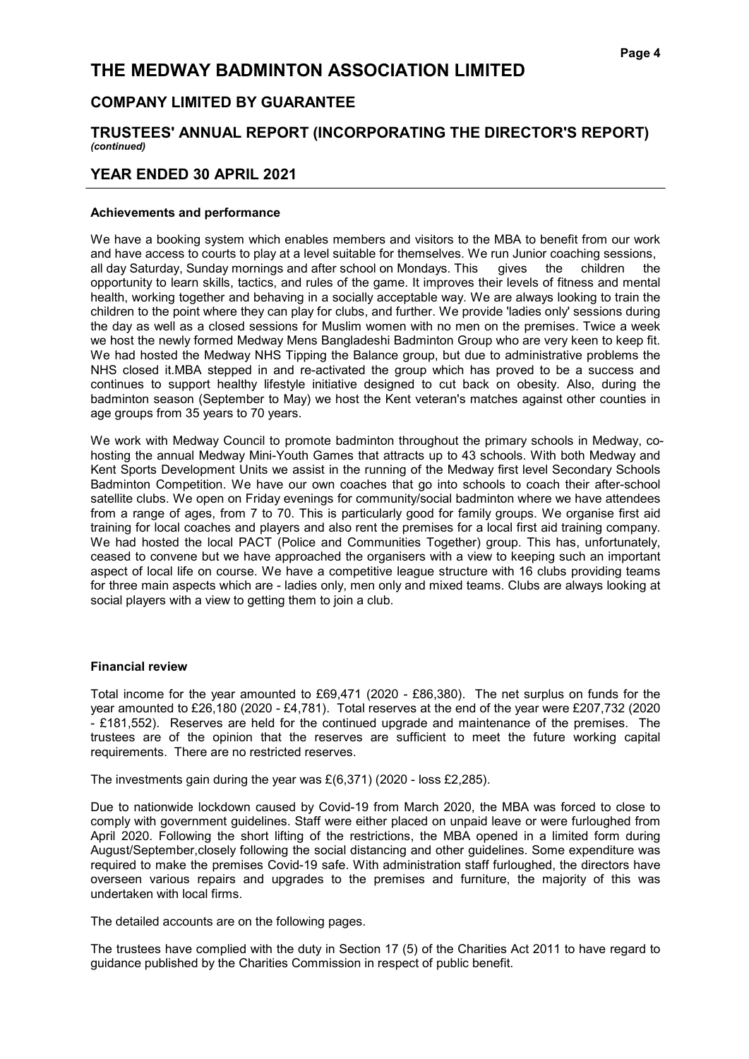# THE MEDWAY BADMINTON ASSOCIATION LIMITED

## COMPANY LIMITED BY GUARANTEE

## TRUSTEES' ANNUAL REPORT (INCORPORATING THE DIRECTOR'S REPORT) *(continued)*

## YEAR ENDED 30 APRIL 2021

### Achievements and performance

We have a booking system which enables members and visitors to the MBA to benefit from our work and have access to courts to play at a level suitable for themselves. We run Junior coaching sessions, all day Saturday, Sunday mornings and after school on Mondays. This gives the children the opportunity to learn skills, tactics, and rules of the game. It improves their levels of fitness and mental health, working together and behaving in a socially acceptable way. We are always looking to train the children to the point where they can play for clubs, and further. We provide 'ladies only' sessions during the day as well as a closed sessions for Muslim women with no men on the premises. Twice a week we host the newly formed Medway Mens Bangladeshi Badminton Group who are very keen to keep fit. We had hosted the Medway NHS Tipping the Balance group, but due to administrative problems the NHS closed it.MBA stepped in and re-activated the group which has proved to be a success and continues to support healthy lifestyle initiative designed to cut back on obesity. Also, during the badminton season (September to May) we host the Kent veteran's matches against other counties in age groups from 35 years to 70 years.

We work with Medway Council to promote badminton throughout the primary schools in Medway, co-hosting the annual Medway Mini-Youth Games that attracts up to 43 schools. With both Medway and Kent Sports Development Units we assist in the running of the Medway first level Secondary Schools Badminton Competition. We have our own coaches that go into schools to coach their after-school satellite clubs. We open on Friday evenings for community/social badminton where we have attendees from a range of ages, from 7 to 70. This is particularly good for family groups. We organise first aid training for local coaches and players and also rent the premises for a local first aid training company. We had hosted the local PACT (Police and Communities Together) group. This has, unfortunately, ceased to convene but we have approached the organisers with a view to keeping such an important aspect of local life on course. We have a competitive league structure with 16 clubs providing teams for three main aspects which are - ladies only, men only and mixed teams. Clubs are always looking at social players with a view to getting them to join a club.

### Financial review

Total income for the year amounted to £69,471 (2020 - £86,380). The net surplus on funds for the year amounted to £26,180 (2020 - £4,781). Total reserves at the end of the year were £207,732 (2020 - £181,552). Reserves are held for the continued upgrade and maintenance of the premises. The trustees are of the opinion that the reserves are sufficient to meet the future working capital requirements. There are no restricted reserves.

The investments gain during the year was £(6,371) (2020 - loss £2,285).

Due to nationwide lockdown caused by Covid-19 from March 2020, the MBA was forced to close to comply with government guidelines. Staff were either placed on unpaid leave or were furloughed from April 2020. Following the short lifting of the restrictions, the MBA opened in a limited form during August/September,closely following the social distancing and other guidelines. Some expenditure was required to make the premises Covid-19 safe. With administration staff furloughed, the directors have overseen various repairs and upgrades to the premises and furniture, the majority of this was undertaken with local firms.

The detailed accounts are on the following pages.

The trustees have complied with the duty in Section 17 (5) of the Charities Act 2011 to have regard to guidance published by the Charities Commission in respect of public benefit.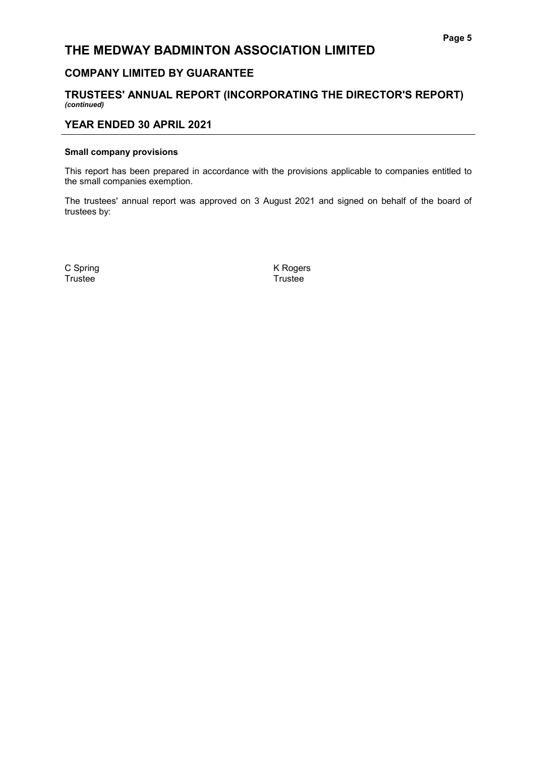# THE MEDWAY BADMINTON ASSOCIATION LIMITED

## COMPANY LIMITED BY GUARANTEE

## TRUSTEES' ANNUAL REPORT (INCORPORATING THE DIRECTOR'S REPORT)
***(continued)***

## YEAR ENDED 30 APRIL 2021

**Small company provisions**

This report has been prepared in accordance with the provisions applicable to companies entitled to the small companies exemption.

The trustees' annual report was approved on 3 August 2021 and signed on behalf of the board of trustees by:

C Spring
Trustee

K Rogers
Trustee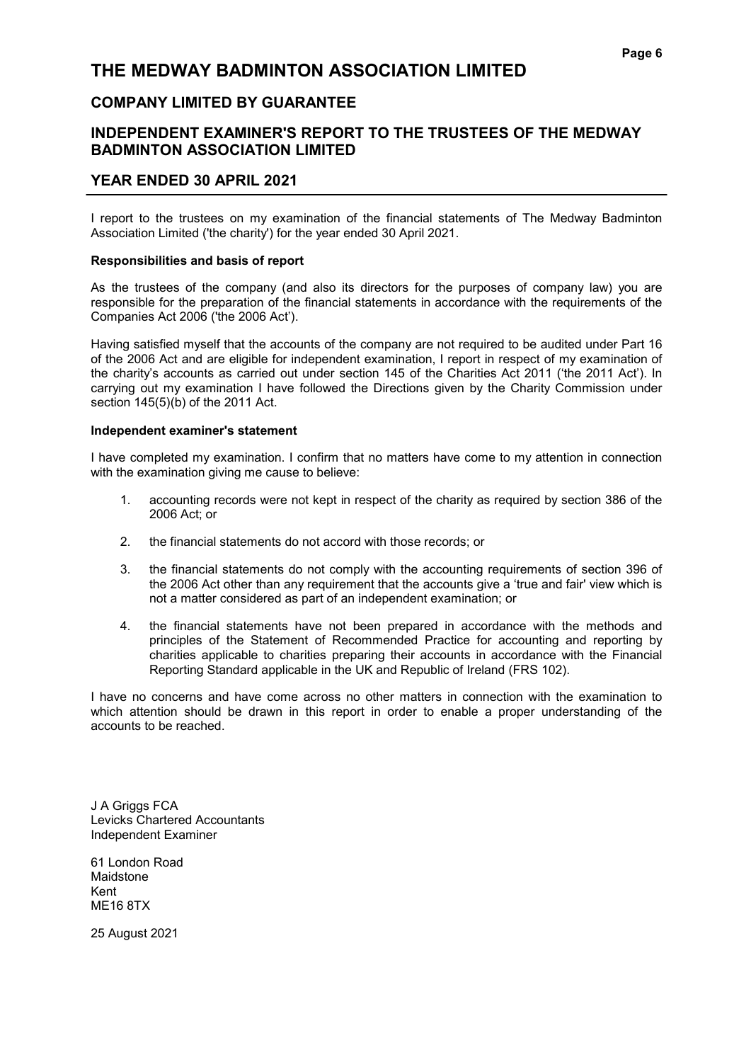# THE MEDWAY BADMINTON ASSOCIATION LIMITED

## COMPANY LIMITED BY GUARANTEE

## INDEPENDENT EXAMINER'S REPORT TO THE TRUSTEES OF THE MEDWAY BADMINTON ASSOCIATION LIMITED

## YEAR ENDED 30 APRIL 2021

I report to the trustees on my examination of the financial statements of The Medway Badminton Association Limited ('the charity') for the year ended 30 April 2021.

**Responsibilities and basis of report**

As the trustees of the company (and also its directors for the purposes of company law) you are responsible for the preparation of the financial statements in accordance with the requirements of the Companies Act 2006 ('the 2006 Act').

Having satisfied myself that the accounts of the company are not required to be audited under Part 16 of the 2006 Act and are eligible for independent examination, I report in respect of my examination of the charity's accounts as carried out under section 145 of the Charities Act 2011 ('the 2011 Act'). In carrying out my examination I have followed the Directions given by the Charity Commission under section 145(5)(b) of the 2011 Act.

**Independent examiner's statement**

I have completed my examination. I confirm that no matters have come to my attention in connection with the examination giving me cause to believe:

1. accounting records were not kept in respect of the charity as required by section 386 of the 2006 Act; or
2. the financial statements do not accord with those records; or
3. the financial statements do not comply with the accounting requirements of section 396 of the 2006 Act other than any requirement that the accounts give a 'true and fair' view which is not a matter considered as part of an independent examination; or
4. the financial statements have not been prepared in accordance with the methods and principles of the Statement of Recommended Practice for accounting and reporting by charities applicable to charities preparing their accounts in accordance with the Financial Reporting Standard applicable in the UK and Republic of Ireland (FRS 102).

I have no concerns and have come across no other matters in connection with the examination to which attention should be drawn in this report in order to enable a proper understanding of the accounts to be reached.

J A Griggs FCA
Levicks Chartered Accountants
Independent Examiner

61 London Road
Maidstone
Kent
ME16 8TX

25 August 2021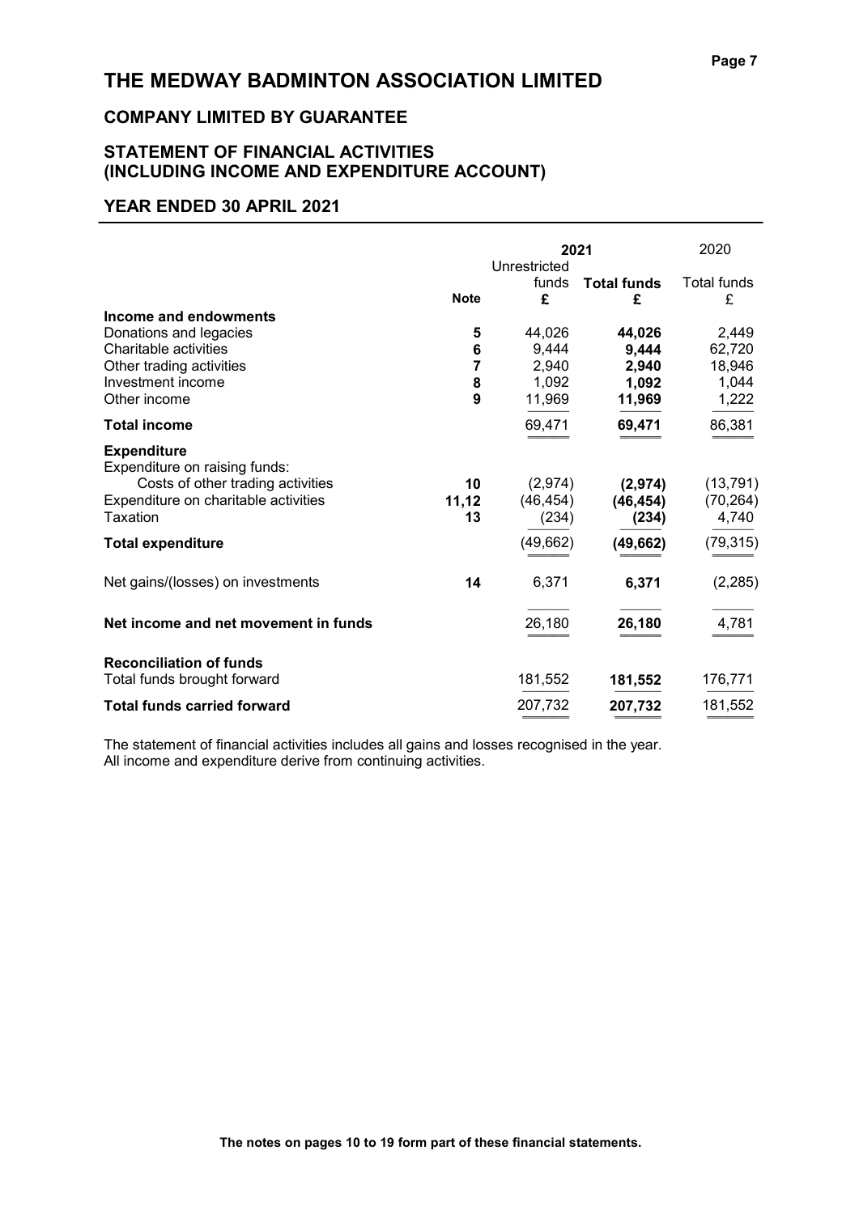# THE MEDWAY BADMINTON ASSOCIATION LIMITED

## COMPANY LIMITED BY GUARANTEE

## STATEMENT OF FINANCIAL ACTIVITIES (INCLUDING INCOME AND EXPENDITURE ACCOUNT)

## YEAR ENDED 30 APRIL 2021

| | Note | 2021 Unrestricted funds £ | 2021 **Total funds £** | 2020 Total funds £ |
|---|---|---|---|---|
| **Income and endowments** | | | | |
| Donations and legacies | **5** | 44,026 | **44,026** | 2,449 |
| Charitable activities | **6** | 9,444 | **9,444** | 62,720 |
| Other trading activities | **7** | 2,940 | **2,940** | 18,946 |
| Investment income | **8** | 1,092 | **1,092** | 1,044 |
| Other income | **9** | 11,969 | **11,969** | 1,222 |
| **Total income** | | 69,471 | **69,471** | 86,381 |
| **Expenditure** | | | | |
| Expenditure on raising funds: | | | | |
| Costs of other trading activities | **10** | (2,974) | **(2,974)** | (13,791) |
| Expenditure on charitable activities | **11,12** | (46,454) | **(46,454)** | (70,264) |
| Taxation | **13** | (234) | **(234)** | 4,740 |
| **Total expenditure** | | (49,662) | **(49,662)** | (79,315) |
| Net gains/(losses) on investments | **14** | 6,371 | **6,371** | (2,285) |
| **Net income and net movement in funds** | | 26,180 | **26,180** | 4,781 |
| **Reconciliation of funds** | | | | |
| Total funds brought forward | | 181,552 | **181,552** | 176,771 |
| **Total funds carried forward** | | 207,732 | **207,732** | 181,552 |

The statement of financial activities includes all gains and losses recognised in the year.
All income and expenditure derive from continuing activities.

**The notes on pages 10 to 19 form part of these financial statements.**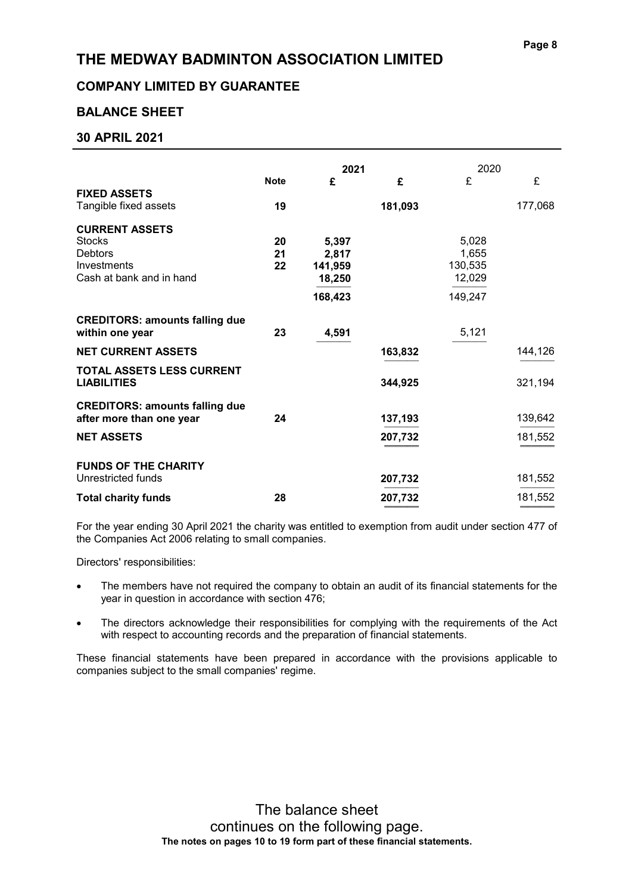# THE MEDWAY BADMINTON ASSOCIATION LIMITED

## COMPANY LIMITED BY GUARANTEE

## BALANCE SHEET

## 30 APRIL 2021

| | Note | 2021 £ | 2021 £ | 2020 £ | 2020 £ |
|---|---|---|---|---|---|
| **FIXED ASSETS** | | | | | |
| Tangible fixed assets | 19 | | 181,093 | | 177,068 |
| **CURRENT ASSETS** | | | | | |
| Stocks | 20 | 5,397 | | 5,028 | |
| Debtors | 21 | 2,817 | | 1,655 | |
| Investments | 22 | 141,959 | | 130,535 | |
| Cash at bank and in hand | | 18,250 | | 12,029 | |
| | | 168,423 | | 149,247 | |
| **CREDITORS: amounts falling due within one year** | 23 | 4,591 | | 5,121 | |
| **NET CURRENT ASSETS** | | | 163,832 | | 144,126 |
| **TOTAL ASSETS LESS CURRENT LIABILITIES** | | | 344,925 | | 321,194 |
| **CREDITORS: amounts falling due after more than one year** | 24 | | 137,193 | | 139,642 |
| **NET ASSETS** | | | 207,732 | | 181,552 |
| **FUNDS OF THE CHARITY** | | | | | |
| Unrestricted funds | | | 207,732 | | 181,552 |
| **Total charity funds** | 28 | | 207,732 | | 181,552 |

For the year ending 30 April 2021 the charity was entitled to exemption from audit under section 477 of the Companies Act 2006 relating to small companies.

Directors' responsibilities:

- The members have not required the company to obtain an audit of its financial statements for the year in question in accordance with section 476;
- The directors acknowledge their responsibilities for complying with the requirements of the Act with respect to accounting records and the preparation of financial statements.

These financial statements have been prepared in accordance with the provisions applicable to companies subject to the small companies' regime.

The balance sheet continues on the following page.

**The notes on pages 10 to 19 form part of these financial statements.**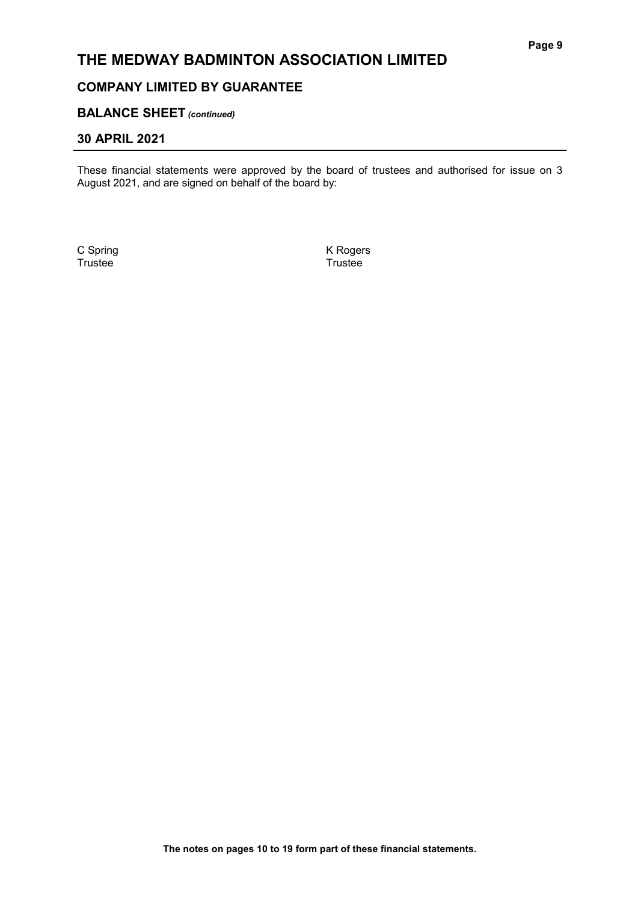# THE MEDWAY BADMINTON ASSOCIATION LIMITED

## COMPANY LIMITED BY GUARANTEE

## BALANCE SHEET *(continued)*

## 30 APRIL 2021

These financial statements were approved by the board of trustees and authorised for issue on 3 August 2021, and are signed on behalf of the board by:

C Spring
Trustee

K Rogers
Trustee

**The notes on pages 10 to 19 form part of these financial statements.**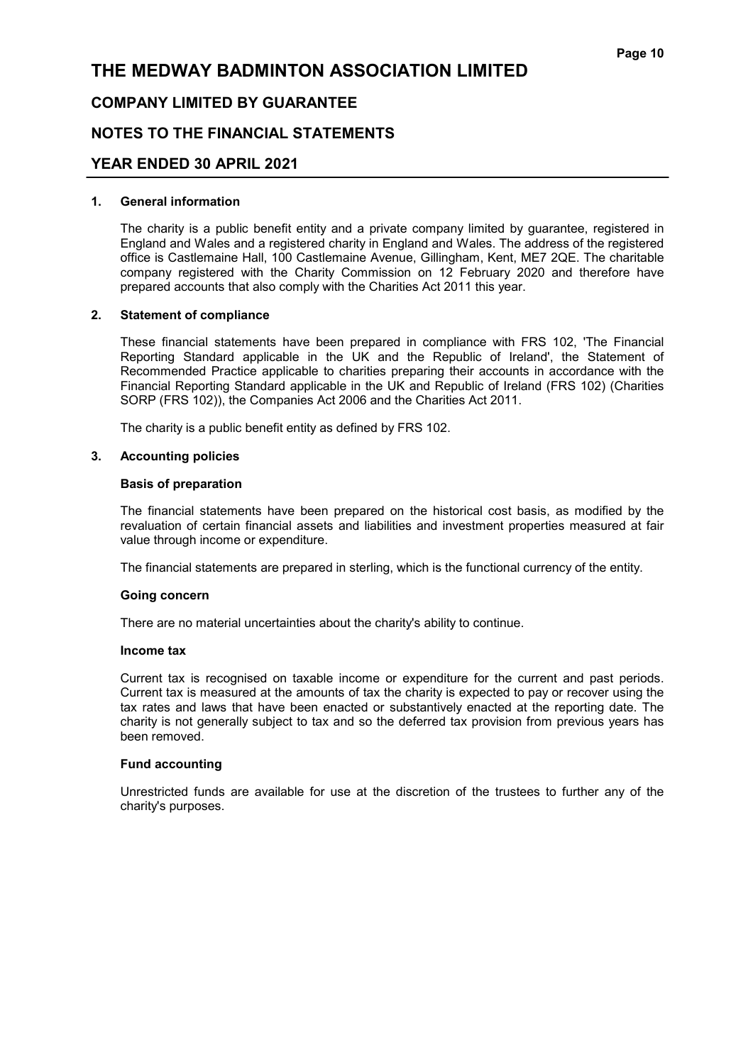# THE MEDWAY BADMINTON ASSOCIATION LIMITED

## COMPANY LIMITED BY GUARANTEE

## NOTES TO THE FINANCIAL STATEMENTS

## YEAR ENDED 30 APRIL 2021

### 1. General information

The charity is a public benefit entity and a private company limited by guarantee, registered in England and Wales and a registered charity in England and Wales. The address of the registered office is Castlemaine Hall, 100 Castlemaine Avenue, Gillingham, Kent, ME7 2QE. The charitable company registered with the Charity Commission on 12 February 2020 and therefore have prepared accounts that also comply with the Charities Act 2011 this year.

### 2. Statement of compliance

These financial statements have been prepared in compliance with FRS 102, 'The Financial Reporting Standard applicable in the UK and the Republic of Ireland', the Statement of Recommended Practice applicable to charities preparing their accounts in accordance with the Financial Reporting Standard applicable in the UK and Republic of Ireland (FRS 102) (Charities SORP (FRS 102)), the Companies Act 2006 and the Charities Act 2011.

The charity is a public benefit entity as defined by FRS 102.

### 3. Accounting policies

**Basis of preparation**

The financial statements have been prepared on the historical cost basis, as modified by the revaluation of certain financial assets and liabilities and investment properties measured at fair value through income or expenditure.

The financial statements are prepared in sterling, which is the functional currency of the entity.

**Going concern**

There are no material uncertainties about the charity's ability to continue.

**Income tax**

Current tax is recognised on taxable income or expenditure for the current and past periods. Current tax is measured at the amounts of tax the charity is expected to pay or recover using the tax rates and laws that have been enacted or substantively enacted at the reporting date. The charity is not generally subject to tax and so the deferred tax provision from previous years has been removed.

**Fund accounting**

Unrestricted funds are available for use at the discretion of the trustees to further any of the charity's purposes.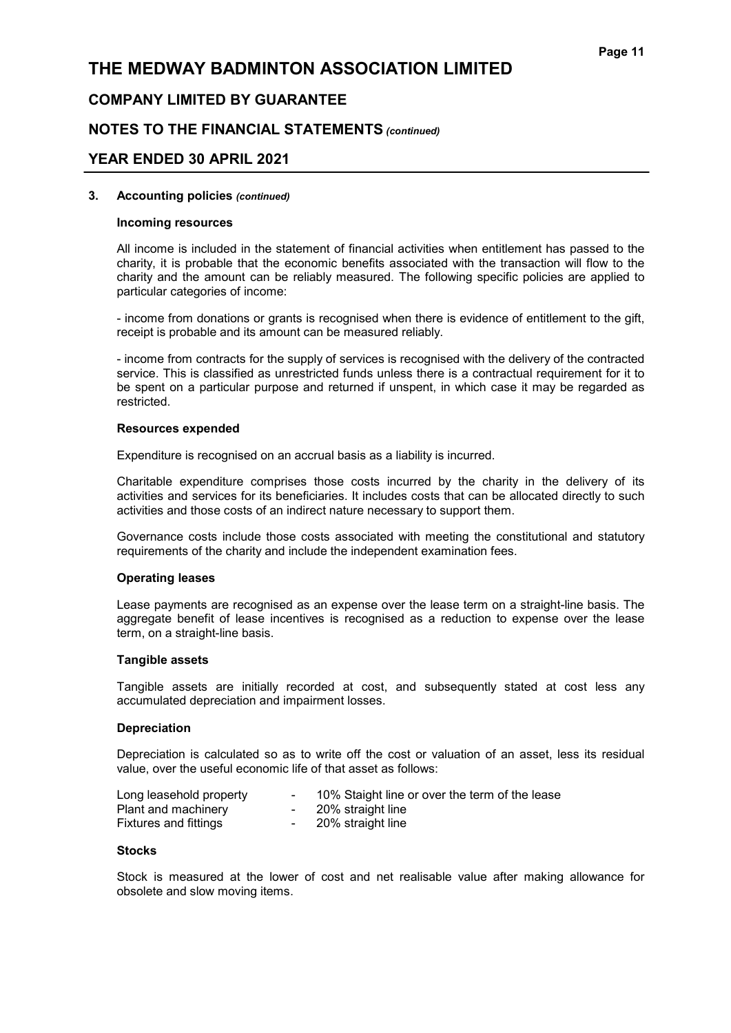# THE MEDWAY BADMINTON ASSOCIATION LIMITED

## COMPANY LIMITED BY GUARANTEE

## NOTES TO THE FINANCIAL STATEMENTS *(continued)*

## YEAR ENDED 30 APRIL 2021

### 3. Accounting policies *(continued)*

#### Incoming resources

All income is included in the statement of financial activities when entitlement has passed to the charity, it is probable that the economic benefits associated with the transaction will flow to the charity and the amount can be reliably measured. The following specific policies are applied to particular categories of income:

- income from donations or grants is recognised when there is evidence of entitlement to the gift, receipt is probable and its amount can be measured reliably.

- income from contracts for the supply of services is recognised with the delivery of the contracted service. This is classified as unrestricted funds unless there is a contractual requirement for it to be spent on a particular purpose and returned if unspent, in which case it may be regarded as restricted.

#### Resources expended

Expenditure is recognised on an accrual basis as a liability is incurred.

Charitable expenditure comprises those costs incurred by the charity in the delivery of its activities and services for its beneficiaries. It includes costs that can be allocated directly to such activities and those costs of an indirect nature necessary to support them.

Governance costs include those costs associated with meeting the constitutional and statutory requirements of the charity and include the independent examination fees.

#### Operating leases

Lease payments are recognised as an expense over the lease term on a straight-line basis. The aggregate benefit of lease incentives is recognised as a reduction to expense over the lease term, on a straight-line basis.

#### Tangible assets

Tangible assets are initially recorded at cost, and subsequently stated at cost less any accumulated depreciation and impairment losses.

#### Depreciation

Depreciation is calculated so as to write off the cost or valuation of an asset, less its residual value, over the useful economic life of that asset as follows:

| | | |
|---|---|---|
| Long leasehold property | - | 10% Staight line or over the term of the lease |
| Plant and machinery | - | 20% straight line |
| Fixtures and fittings | - | 20% straight line |

#### Stocks

Stock is measured at the lower of cost and net realisable value after making allowance for obsolete and slow moving items.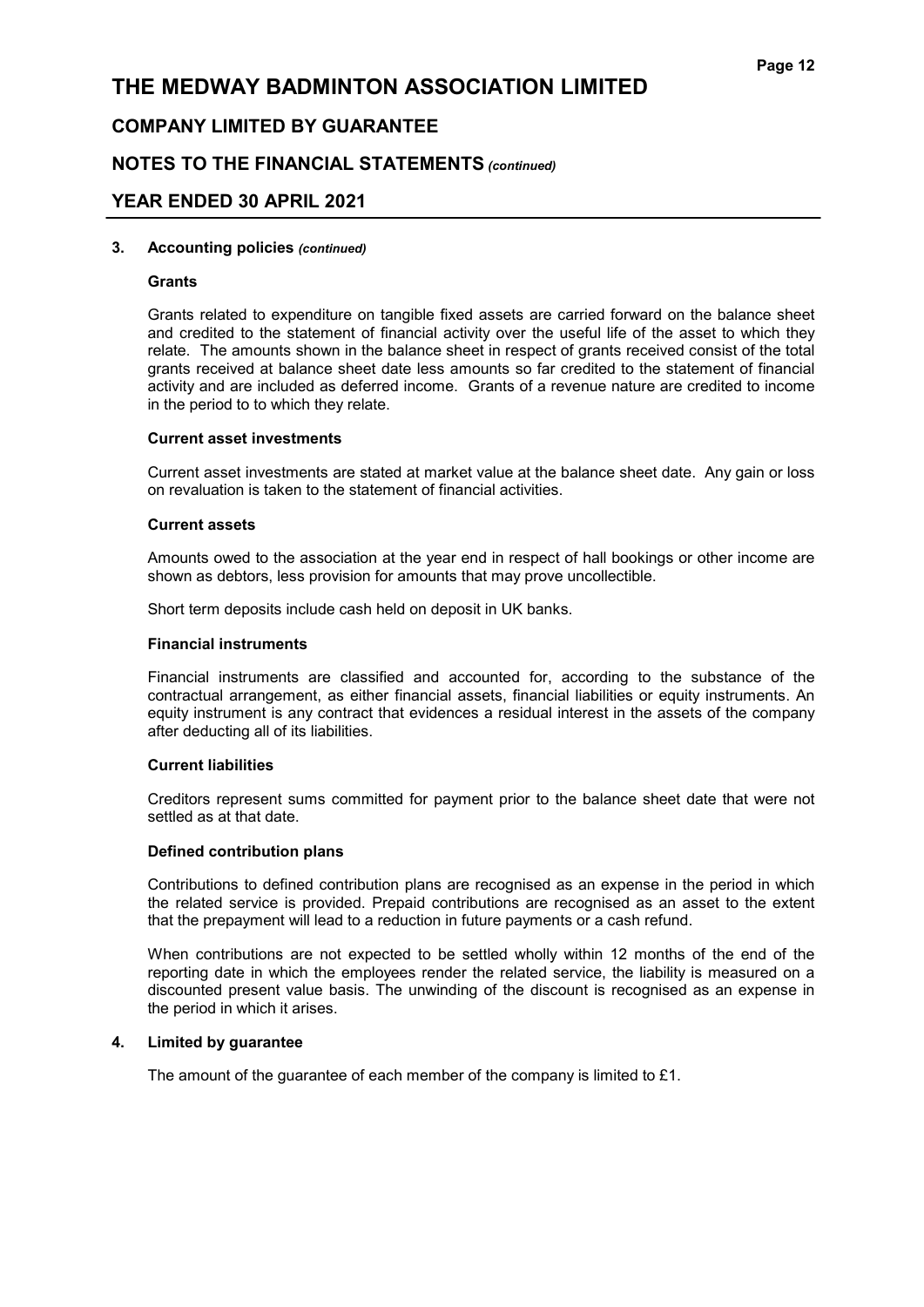### 3. Accounting policies *(continued)*

#### Grants

Grants related to expenditure on tangible fixed assets are carried forward on the balance sheet and credited to the statement of financial activity over the useful life of the asset to which they relate. The amounts shown in the balance sheet in respect of grants received consist of the total grants received at balance sheet date less amounts so far credited to the statement of financial activity and are included as deferred income. Grants of a revenue nature are credited to income in the period to to which they relate.

#### Current asset investments

Current asset investments are stated at market value at the balance sheet date. Any gain or loss on revaluation is taken to the statement of financial activities.

#### Current assets

Amounts owed to the association at the year end in respect of hall bookings or other income are shown as debtors, less provision for amounts that may prove uncollectible.

Short term deposits include cash held on deposit in UK banks.

#### Financial instruments

Financial instruments are classified and accounted for, according to the substance of the contractual arrangement, as either financial assets, financial liabilities or equity instruments. An equity instrument is any contract that evidences a residual interest in the assets of the company after deducting all of its liabilities.

#### Current liabilities

Creditors represent sums committed for payment prior to the balance sheet date that were not settled as at that date.

#### Defined contribution plans

Contributions to defined contribution plans are recognised as an expense in the period in which the related service is provided. Prepaid contributions are recognised as an asset to the extent that the prepayment will lead to a reduction in future payments or a cash refund.

When contributions are not expected to be settled wholly within 12 months of the end of the reporting date in which the employees render the related service, the liability is measured on a discounted present value basis. The unwinding of the discount is recognised as an expense in the period in which it arises.

### 4. Limited by guarantee

The amount of the guarantee of each member of the company is limited to £1.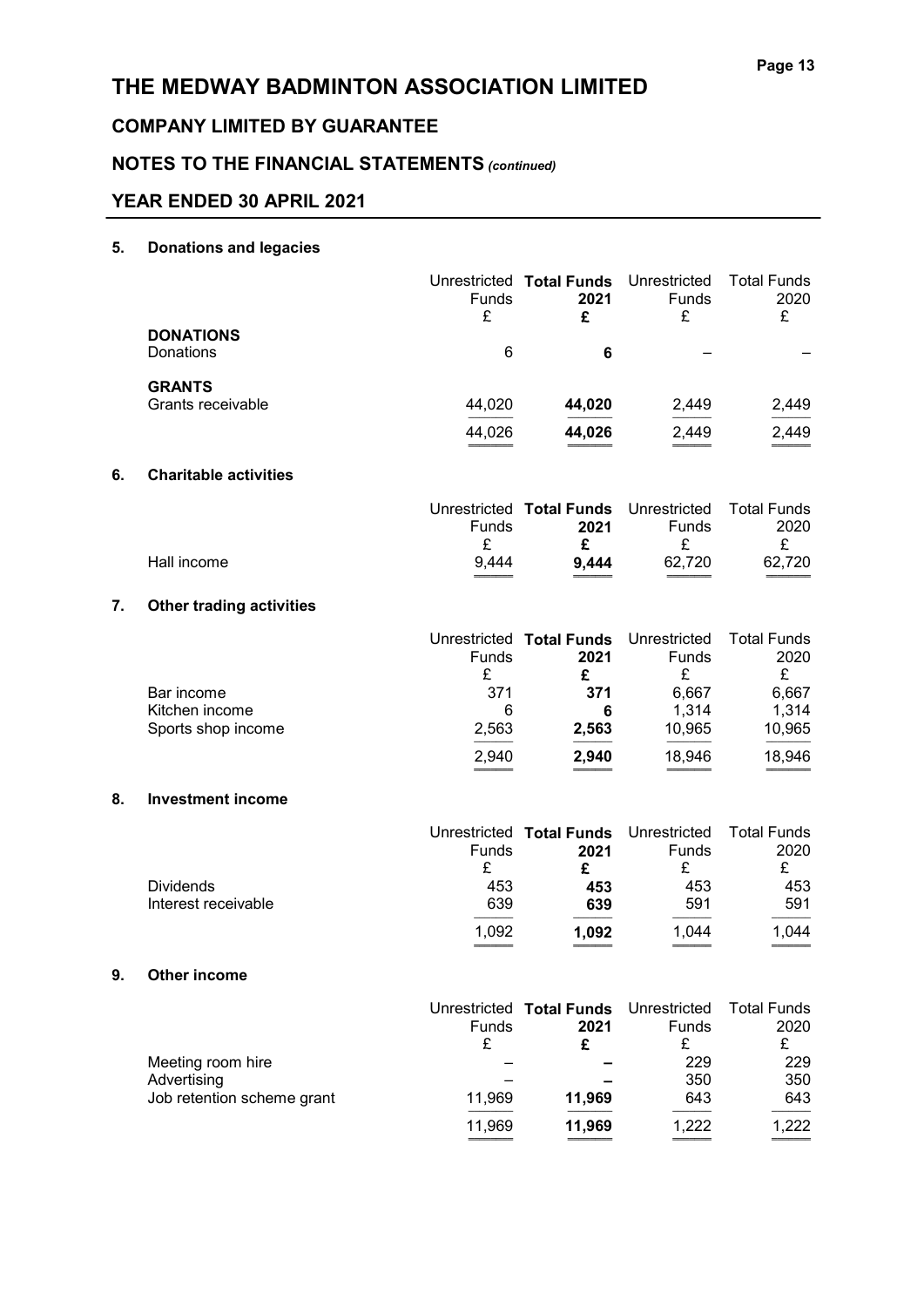# THE MEDWAY BADMINTON ASSOCIATION LIMITED

## COMPANY LIMITED BY GUARANTEE

## NOTES TO THE FINANCIAL STATEMENTS *(continued)*

## YEAR ENDED 30 APRIL 2021

### 5. Donations and legacies

| | Unrestricted Funds £ | **Total Funds 2021 £** | Unrestricted Funds £ | Total Funds 2020 £ |
|---|---|---|---|---|
| **DONATIONS** | | | | |
| Donations | 6 | **6** | – | – |
| **GRANTS** | | | | |
| Grants receivable | 44,020 | **44,020** | 2,449 | 2,449 |
| | 44,026 | **44,026** | 2,449 | 2,449 |

### 6. Charitable activities

| | Unrestricted Funds £ | **Total Funds 2021 £** | Unrestricted Funds £ | Total Funds 2020 £ |
|---|---|---|---|---|
| Hall income | 9,444 | **9,444** | 62,720 | 62,720 |

### 7. Other trading activities

| | Unrestricted Funds £ | **Total Funds 2021 £** | Unrestricted Funds £ | Total Funds 2020 £ |
|---|---|---|---|---|
| Bar income | 371 | **371** | 6,667 | 6,667 |
| Kitchen income | 6 | **6** | 1,314 | 1,314 |
| Sports shop income | 2,563 | **2,563** | 10,965 | 10,965 |
| | 2,940 | **2,940** | 18,946 | 18,946 |

### 8. Investment income

| | Unrestricted Funds £ | **Total Funds 2021 £** | Unrestricted Funds £ | Total Funds 2020 £ |
|---|---|---|---|---|
| Dividends | 453 | **453** | 453 | 453 |
| Interest receivable | 639 | **639** | 591 | 591 |
| | 1,092 | **1,092** | 1,044 | 1,044 |

### 9. Other income

| | Unrestricted Funds £ | **Total Funds 2021 £** | Unrestricted Funds £ | Total Funds 2020 £ |
|---|---|---|---|---|
| Meeting room hire | – | **–** | 229 | 229 |
| Advertising | – | **–** | 350 | 350 |
| Job retention scheme grant | 11,969 | **11,969** | 643 | 643 |
| | 11,969 | **11,969** | 1,222 | 1,222 |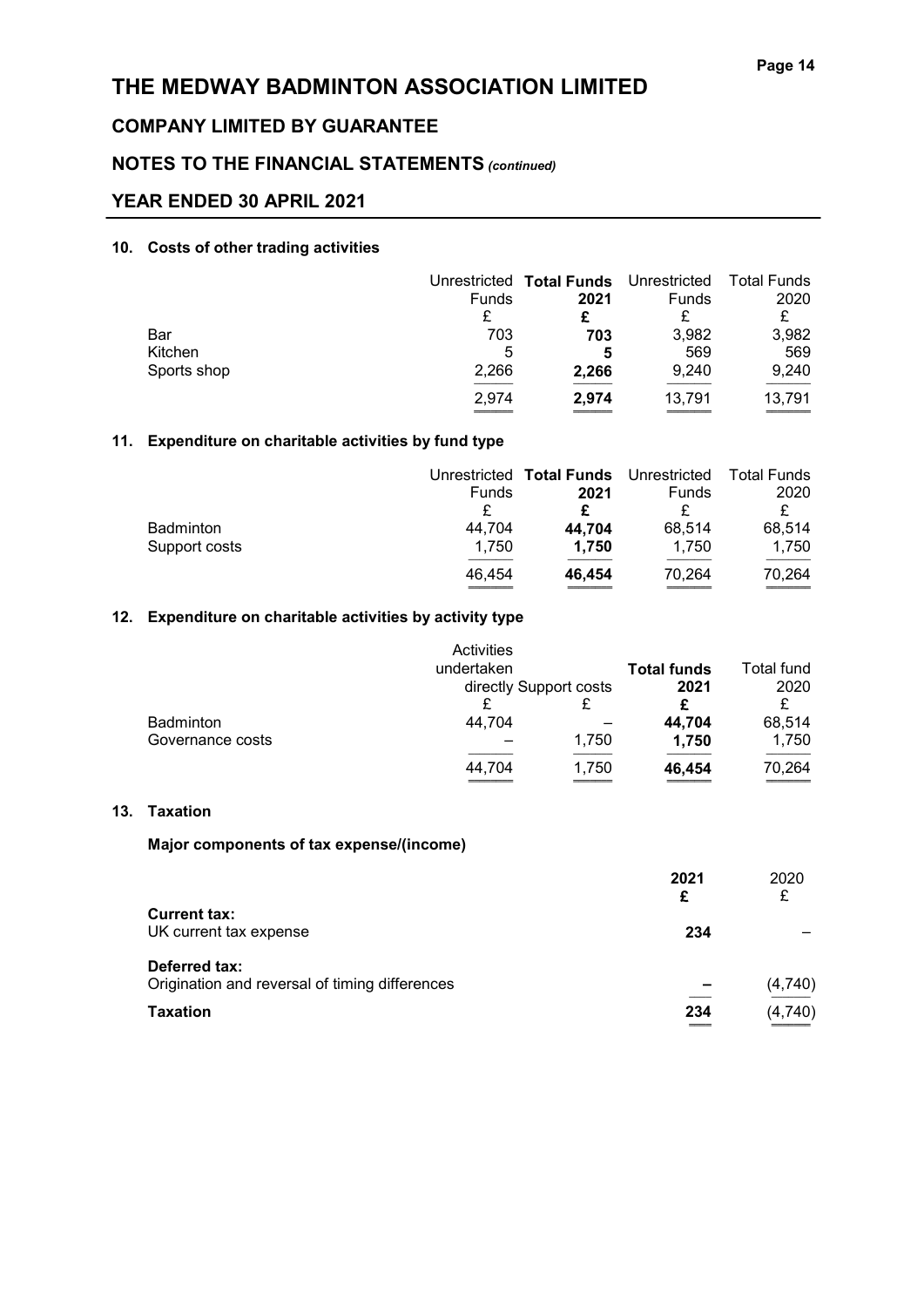# THE MEDWAY BADMINTON ASSOCIATION LIMITED

## COMPANY LIMITED BY GUARANTEE

## NOTES TO THE FINANCIAL STATEMENTS *(continued)*

## YEAR ENDED 30 APRIL 2021

### 10. Costs of other trading activities

| | Unrestricted Funds | **Total Funds 2021** | Unrestricted Funds | Total Funds 2020 |
|---|---|---|---|---|
| | £ | **£** | £ | £ |
| Bar | 703 | **703** | 3,982 | 3,982 |
| Kitchen | 5 | **5** | 569 | 569 |
| Sports shop | 2,266 | **2,266** | 9,240 | 9,240 |
| | 2,974 | **2,974** | 13,791 | 13,791 |

### 11. Expenditure on charitable activities by fund type

| | Unrestricted Funds | **Total Funds 2021** | Unrestricted Funds | Total Funds 2020 |
|---|---|---|---|---|
| | £ | **£** | £ | £ |
| Badminton | 44,704 | **44,704** | 68,514 | 68,514 |
| Support costs | 1,750 | **1,750** | 1,750 | 1,750 |
| | 46,454 | **46,454** | 70,264 | 70,264 |

### 12. Expenditure on charitable activities by activity type

| | Activities undertaken directly | Support costs | **Total funds 2021** | Total fund 2020 |
|---|---|---|---|---|
| | £ | £ | **£** | £ |
| Badminton | 44,704 | – | **44,704** | 68,514 |
| Governance costs | – | 1,750 | **1,750** | 1,750 |
| | 44,704 | 1,750 | **46,454** | 70,264 |

### 13. Taxation

**Major components of tax expense/(income)**

| | **2021** | 2020 |
|---|---|---|
| | **£** | £ |
| **Current tax:** | | |
| UK current tax expense | **234** | – |
| **Deferred tax:** | | |
| Origination and reversal of timing differences | **–** | (4,740) |
| **Taxation** | **234** | (4,740) |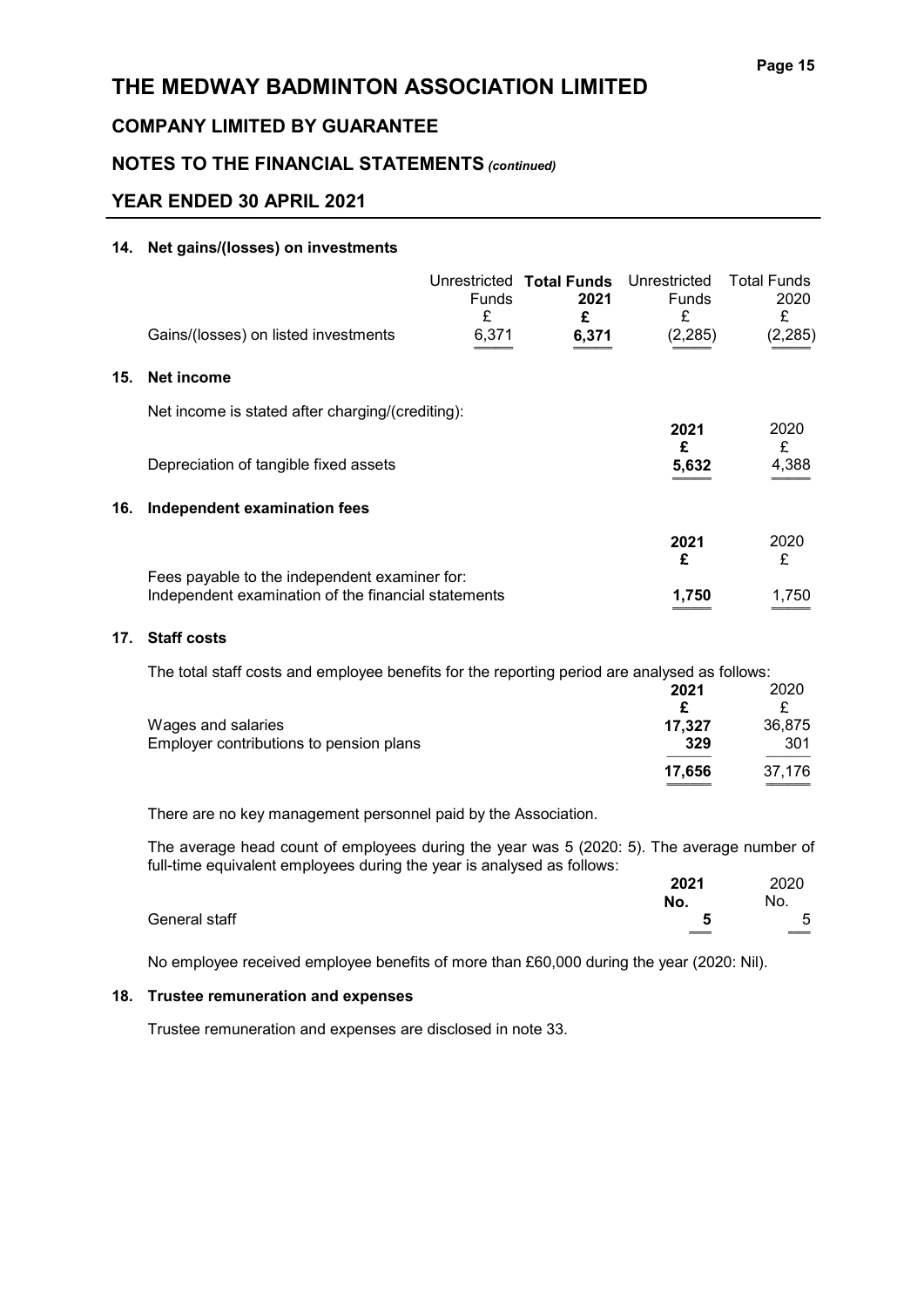# THE MEDWAY BADMINTON ASSOCIATION LIMITED

## COMPANY LIMITED BY GUARANTEE

## NOTES TO THE FINANCIAL STATEMENTS *(continued)*

## YEAR ENDED 30 APRIL 2021

### 14. Net gains/(losses) on investments

| | Unrestricted Funds £ | **Total Funds 2021 £** | Unrestricted Funds £ | Total Funds 2020 £ |
|---|---|---|---|---|
| Gains/(losses) on listed investments | 6,371 | **6,371** | (2,285) | (2,285) |

### 15. Net income

Net income is stated after charging/(crediting):

| | **2021 £** | 2020 £ |
|---|---|---|
| Depreciation of tangible fixed assets | **5,632** | 4,388 |

### 16. Independent examination fees

| | **2021 £** | 2020 £ |
|---|---|---|
| Fees payable to the independent examiner for: | | |
| Independent examination of the financial statements | **1,750** | 1,750 |

### 17. Staff costs

The total staff costs and employee benefits for the reporting period are analysed as follows:

| | **2021 £** | 2020 £ |
|---|---|---|
| Wages and salaries | **17,327** | 36,875 |
| Employer contributions to pension plans | **329** | 301 |
| | **17,656** | 37,176 |

There are no key management personnel paid by the Association.

The average head count of employees during the year was 5 (2020: 5). The average number of full-time equivalent employees during the year is analysed as follows:

| | **2021 No.** | 2020 No. |
|---|---|---|
| General staff | **5** | 5 |

No employee received employee benefits of more than £60,000 during the year (2020: Nil).

### 18. Trustee remuneration and expenses

Trustee remuneration and expenses are disclosed in note 33.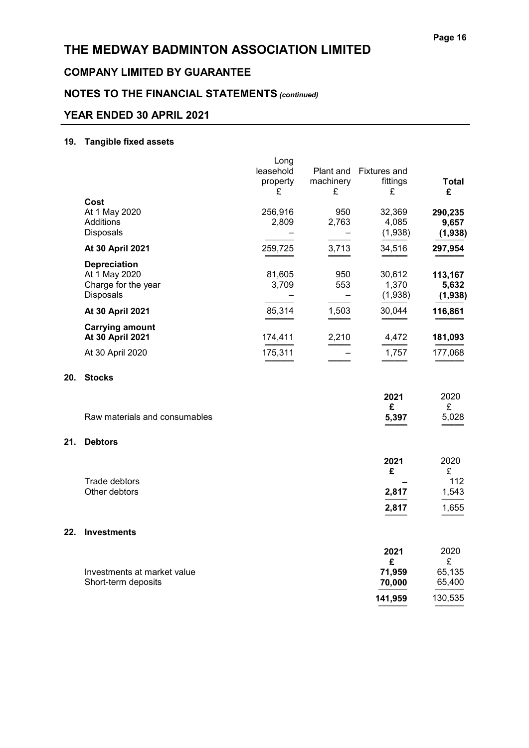# THE MEDWAY BADMINTON ASSOCIATION LIMITED

## COMPANY LIMITED BY GUARANTEE

## NOTES TO THE FINANCIAL STATEMENTS *(continued)*

## YEAR ENDED 30 APRIL 2021

### 19. Tangible fixed assets

| | Long leasehold property £ | Plant and machinery £ | Fixtures and fittings £ | **Total £** |
|---|---|---|---|---|
| **Cost** | | | | |
| At 1 May 2020 | 256,916 | 950 | 32,369 | **290,235** |
| Additions | 2,809 | 2,763 | 4,085 | **9,657** |
| Disposals | – | – | (1,938) | **(1,938)** |
| **At 30 April 2021** | 259,725 | 3,713 | 34,516 | **297,954** |
| **Depreciation** | | | | |
| At 1 May 2020 | 81,605 | 950 | 30,612 | **113,167** |
| Charge for the year | 3,709 | 553 | 1,370 | **5,632** |
| Disposals | – | – | (1,938) | **(1,938)** |
| **At 30 April 2021** | 85,314 | 1,503 | 30,044 | **116,861** |
| **Carrying amount** | | | | |
| **At 30 April 2021** | 174,411 | 2,210 | 4,472 | **181,093** |
| At 30 April 2020 | 175,311 | – | 1,757 | 177,068 |

### 20. Stocks

| | **2021 £** | 2020 £ |
|---|---|---|
| Raw materials and consumables | **5,397** | 5,028 |

### 21. Debtors

| | **2021 £** | 2020 £ |
|---|---|---|
| Trade debtors | **–** | 112 |
| Other debtors | **2,817** | 1,543 |
| | **2,817** | 1,655 |

### 22. Investments

| | **2021 £** | 2020 £ |
|---|---|---|
| Investments at market value | **71,959** | 65,135 |
| Short-term deposits | **70,000** | 65,400 |
| | **141,959** | 130,535 |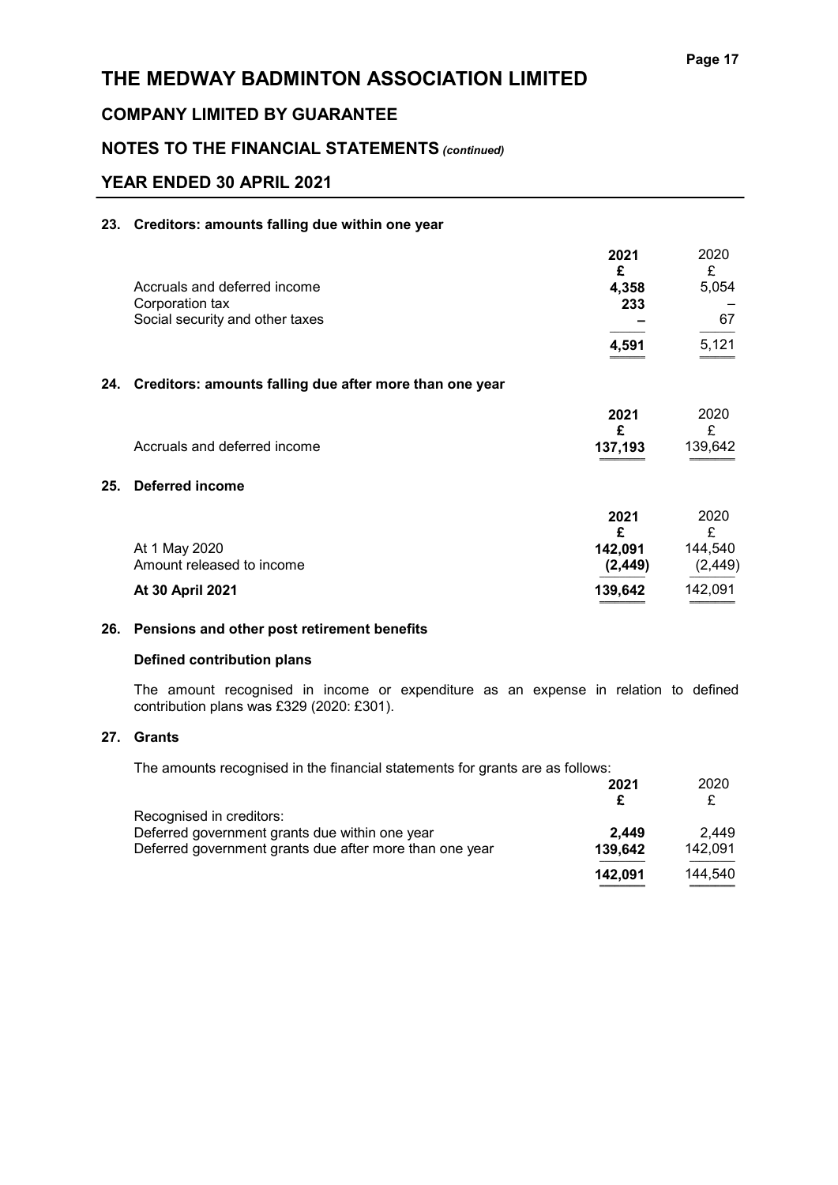# THE MEDWAY BADMINTON ASSOCIATION LIMITED

## COMPANY LIMITED BY GUARANTEE

## NOTES TO THE FINANCIAL STATEMENTS *(continued)*

## YEAR ENDED 30 APRIL 2021

### 23. Creditors: amounts falling due within one year

| | 2021 £ | 2020 £ |
|---|---|---|
| Accruals and deferred income | **4,358** | 5,054 |
| Corporation tax | **233** | – |
| Social security and other taxes | **–** | 67 |
| | **4,591** | 5,121 |

### 24. Creditors: amounts falling due after more than one year

| | 2021 £ | 2020 £ |
|---|---|---|
| Accruals and deferred income | **137,193** | 139,642 |

### 25. Deferred income

| | 2021 £ | 2020 £ |
|---|---|---|
| At 1 May 2020 | **142,091** | 144,540 |
| Amount released to income | **(2,449)** | (2,449) |
| **At 30 April 2021** | **139,642** | 142,091 |

### 26. Pensions and other post retirement benefits

**Defined contribution plans**

The amount recognised in income or expenditure as an expense in relation to defined contribution plans was £329 (2020: £301).

### 27. Grants

The amounts recognised in the financial statements for grants are as follows:

| | 2021 £ | 2020 £ |
|---|---|---|
| Recognised in creditors: | | |
| Deferred government grants due within one year | **2,449** | 2,449 |
| Deferred government grants due after more than one year | **139,642** | 142,091 |
| | **142,091** | 144,540 |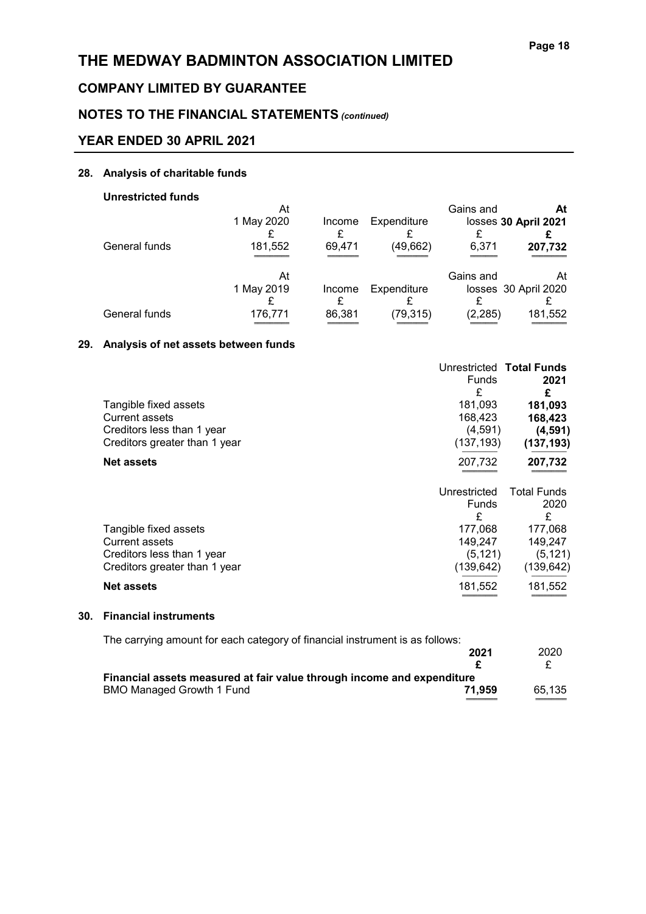# THE MEDWAY BADMINTON ASSOCIATION LIMITED

## COMPANY LIMITED BY GUARANTEE

## NOTES TO THE FINANCIAL STATEMENTS *(continued)*

## YEAR ENDED 30 APRIL 2021

### 28. Analysis of charitable funds

**Unrestricted funds**

| | At 1 May 2020 | Income | Expenditure | Gains and losses | **At 30 April 2021** |
|---|---|---|---|---|---|
| | £ | £ | £ | £ | **£** |
| General funds | 181,552 | 69,471 | (49,662) | 6,371 | **207,732** |

| | At 1 May 2019 | Income | Expenditure | Gains and losses | At 30 April 2020 |
|---|---|---|---|---|---|
| | £ | £ | £ | £ | £ |
| General funds | 176,771 | 86,381 | (79,315) | (2,285) | 181,552 |

### 29. Analysis of net assets between funds

| | Unrestricted Funds | **Total Funds 2021** |
|---|---|---|
| | £ | **£** |
| Tangible fixed assets | 181,093 | **181,093** |
| Current assets | 168,423 | **168,423** |
| Creditors less than 1 year | (4,591) | **(4,591)** |
| Creditors greater than 1 year | (137,193) | **(137,193)** |
| **Net assets** | 207,732 | **207,732** |

| | Unrestricted Funds | Total Funds 2020 |
|---|---|---|
| | £ | £ |
| Tangible fixed assets | 177,068 | 177,068 |
| Current assets | 149,247 | 149,247 |
| Creditors less than 1 year | (5,121) | (5,121) |
| Creditors greater than 1 year | (139,642) | (139,642) |
| **Net assets** | 181,552 | 181,552 |

### 30. Financial instruments

The carrying amount for each category of financial instrument is as follows:

| | **2021** | 2020 |
|---|---|---|
| | **£** | £ |
| **Financial assets measured at fair value through income and expenditure** | | |
| BMO Managed Growth 1 Fund | **71,959** | 65,135 |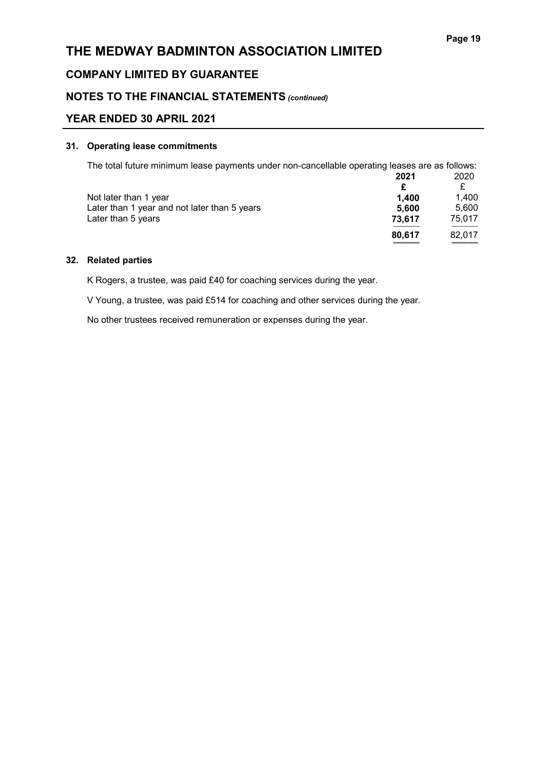# THE MEDWAY BADMINTON ASSOCIATION LIMITED

## COMPANY LIMITED BY GUARANTEE

## NOTES TO THE FINANCIAL STATEMENTS *(continued)*

## YEAR ENDED 30 APRIL 2021

### 31. Operating lease commitments

The total future minimum lease payments under non-cancellable operating leases are as follows:

| | **2021** | 2020 |
|---|---|---|
| | **£** | £ |
| Not later than 1 year | **1,400** | 1,400 |
| Later than 1 year and not later than 5 years | **5,600** | 5,600 |
| Later than 5 years | **73,617** | 75,017 |
| | **80,617** | 82,017 |

### 32. Related parties

K Rogers, a trustee, was paid £40 for coaching services during the year.

V Young, a trustee, was paid £514 for coaching and other services during the year.

No other trustees received remuneration or expenses during the year.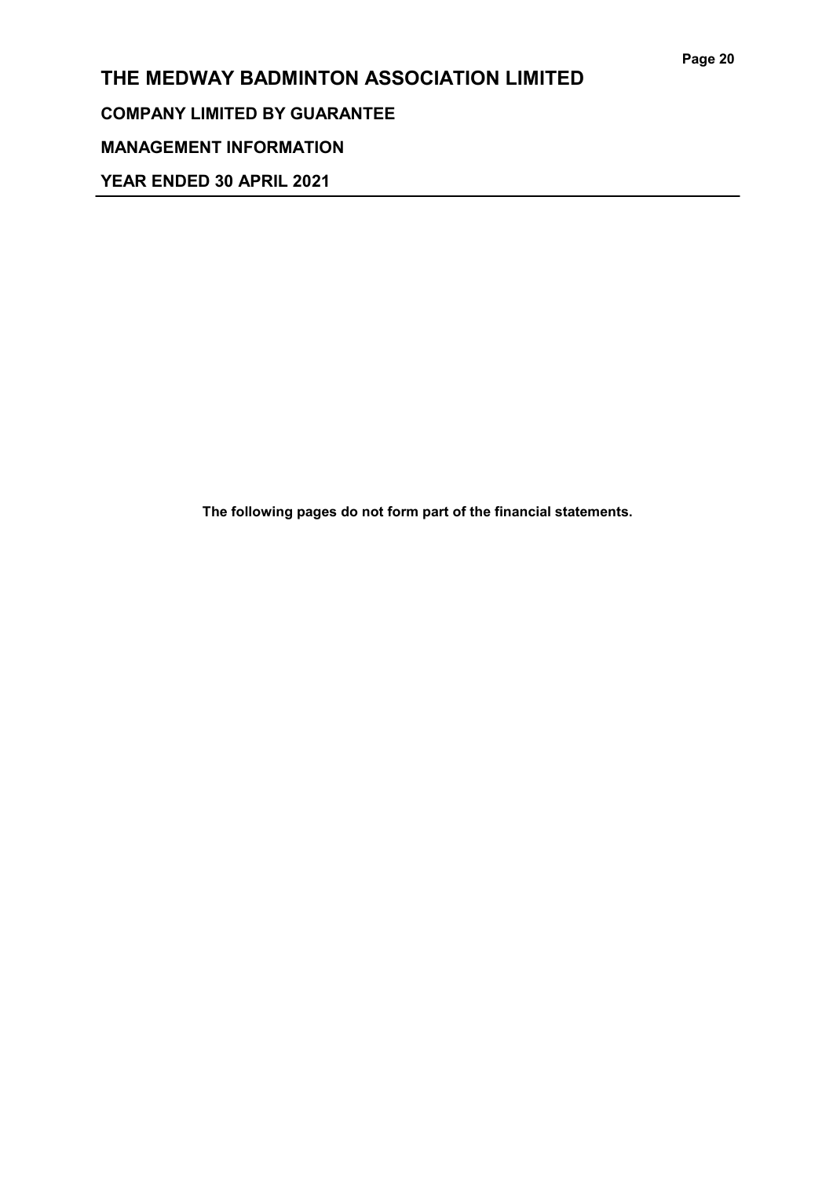# THE MEDWAY BADMINTON ASSOCIATION LIMITED

## COMPANY LIMITED BY GUARANTEE

## MANAGEMENT INFORMATION

## YEAR ENDED 30 APRIL 2021

**The following pages do not form part of the financial statements.**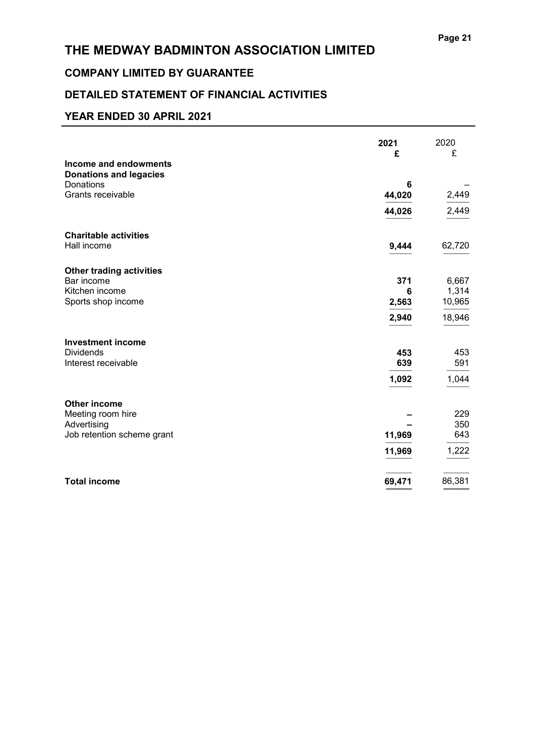# THE MEDWAY BADMINTON ASSOCIATION LIMITED

## COMPANY LIMITED BY GUARANTEE

## DETAILED STATEMENT OF FINANCIAL ACTIVITIES

## YEAR ENDED 30 APRIL 2021

| | 2021 £ | 2020 £ |
|---|---|---|
| **Income and endowments** | | |
| **Donations and legacies** | | |
| Donations | 6 | – |
| Grants receivable | 44,020 | 2,449 |
| | 44,026 | 2,449 |
| **Charitable activities** | | |
| Hall income | 9,444 | 62,720 |
| **Other trading activities** | | |
| Bar income | 371 | 6,667 |
| Kitchen income | 6 | 1,314 |
| Sports shop income | 2,563 | 10,965 |
| | 2,940 | 18,946 |
| **Investment income** | | |
| Dividends | 453 | 453 |
| Interest receivable | 639 | 591 |
| | 1,092 | 1,044 |
| **Other income** | | |
| Meeting room hire | – | 229 |
| Advertising | – | 350 |
| Job retention scheme grant | 11,969 | 643 |
| | 11,969 | 1,222 |
| **Total income** | 69,471 | 86,381 |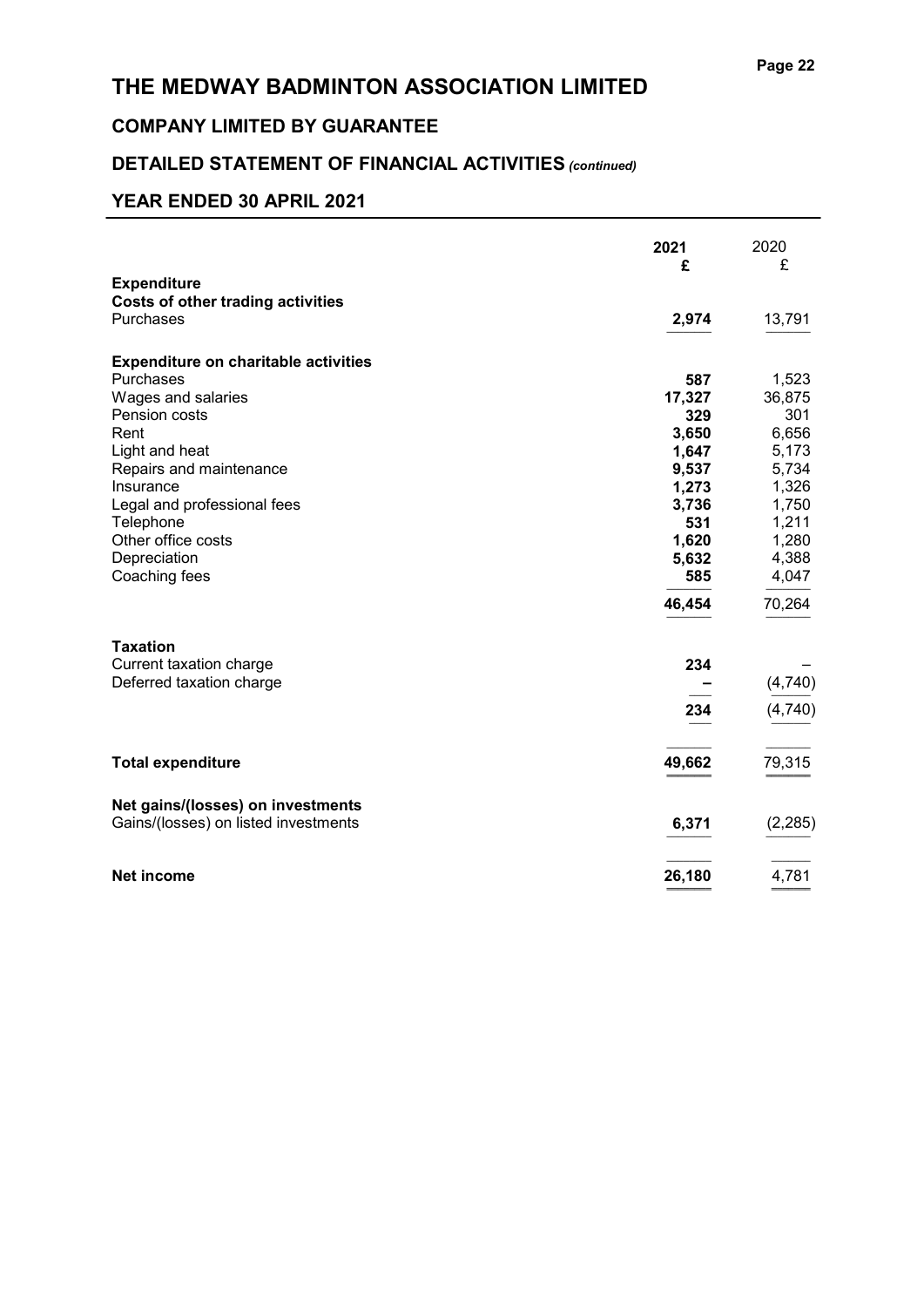# THE MEDWAY BADMINTON ASSOCIATION LIMITED

## COMPANY LIMITED BY GUARANTEE

## DETAILED STATEMENT OF FINANCIAL ACTIVITIES *(continued)*

## YEAR ENDED 30 APRIL 2021

| | 2021 £ | 2020 £ |
|---|---|---|
| **Expenditure** | | |
| **Costs of other trading activities** | | |
| Purchases | **2,974** | 13,791 |
| | | |
| **Expenditure on charitable activities** | | |
| Purchases | **587** | 1,523 |
| Wages and salaries | **17,327** | 36,875 |
| Pension costs | **329** | 301 |
| Rent | **3,650** | 6,656 |
| Light and heat | **1,647** | 5,173 |
| Repairs and maintenance | **9,537** | 5,734 |
| Insurance | **1,273** | 1,326 |
| Legal and professional fees | **3,736** | 1,750 |
| Telephone | **531** | 1,211 |
| Other office costs | **1,620** | 1,280 |
| Depreciation | **5,632** | 4,388 |
| Coaching fees | **585** | 4,047 |
| | **46,454** | 70,264 |
| | | |
| **Taxation** | | |
| Current taxation charge | **234** | – |
| Deferred taxation charge | **–** | (4,740) |
| | **234** | (4,740) |
| | | |
| **Total expenditure** | **49,662** | 79,315 |
| | | |
| **Net gains/(losses) on investments** | | |
| Gains/(losses) on listed investments | **6,371** | (2,285) |
| | | |
| **Net income** | **26,180** | 4,781 |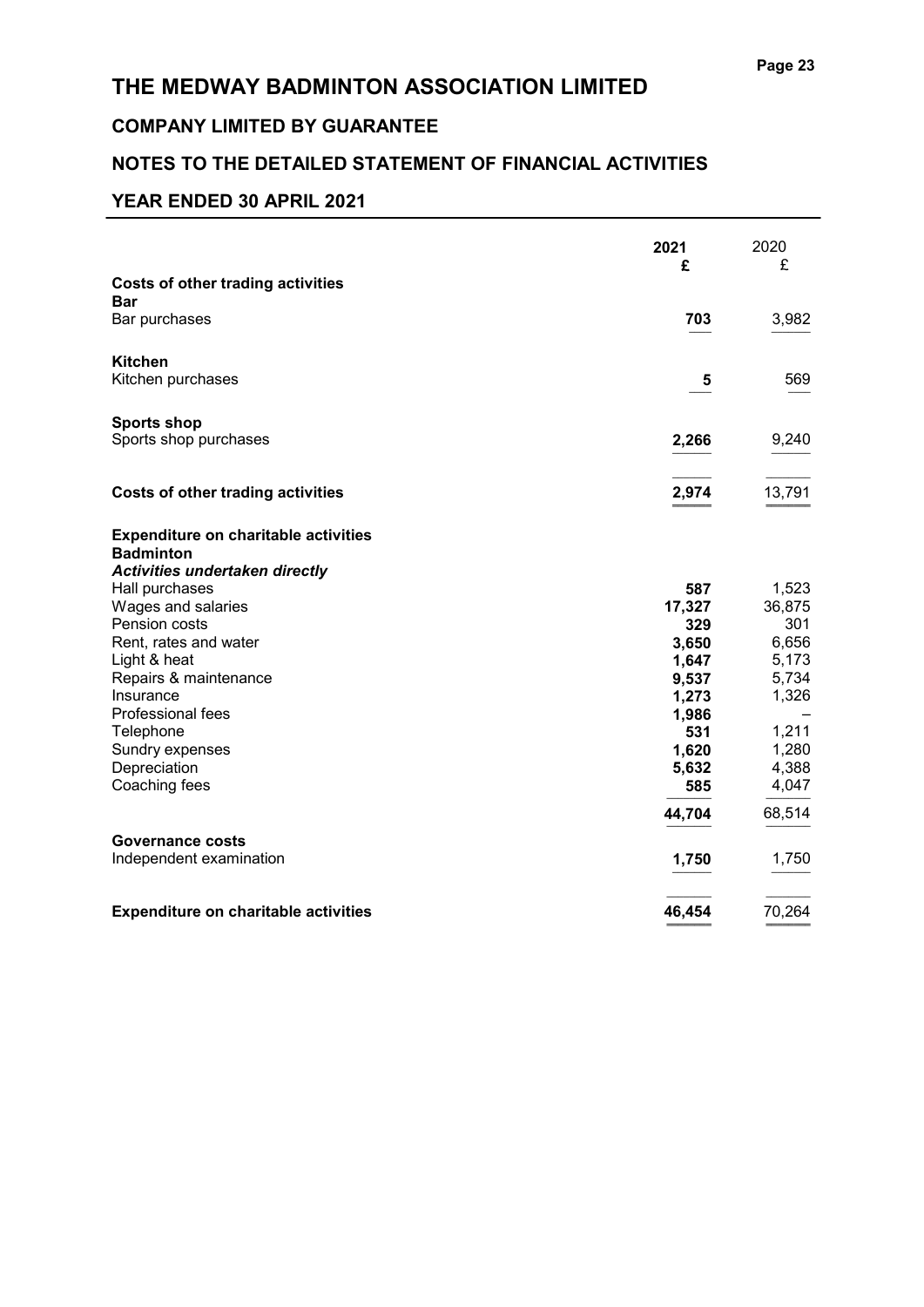# THE MEDWAY BADMINTON ASSOCIATION LIMITED

## COMPANY LIMITED BY GUARANTEE

## NOTES TO THE DETAILED STATEMENT OF FINANCIAL ACTIVITIES

## YEAR ENDED 30 APRIL 2021

| | 2021 £ | 2020 £ |
|---|---|---|
| **Costs of other trading activities** | | |
| **Bar** | | |
| Bar purchases | **703** | 3,982 |
| **Kitchen** | | |
| Kitchen purchases | **5** | 569 |
| **Sports shop** | | |
| Sports shop purchases | **2,266** | 9,240 |
| **Costs of other trading activities** | **2,974** | 13,791 |
| **Expenditure on charitable activities** | | |
| **Badminton** | | |
| ***Activities undertaken directly*** | | |
| Hall purchases | **587** | 1,523 |
| Wages and salaries | **17,327** | 36,875 |
| Pension costs | **329** | 301 |
| Rent, rates and water | **3,650** | 6,656 |
| Light & heat | **1,647** | 5,173 |
| Repairs & maintenance | **9,537** | 5,734 |
| Insurance | **1,273** | 1,326 |
| Professional fees | **1,986** | – |
| Telephone | **531** | 1,211 |
| Sundry expenses | **1,620** | 1,280 |
| Depreciation | **5,632** | 4,388 |
| Coaching fees | **585** | 4,047 |
| | **44,704** | 68,514 |
| **Governance costs** | | |
| Independent examination | **1,750** | 1,750 |
| **Expenditure on charitable activities** | **46,454** | 70,264 |